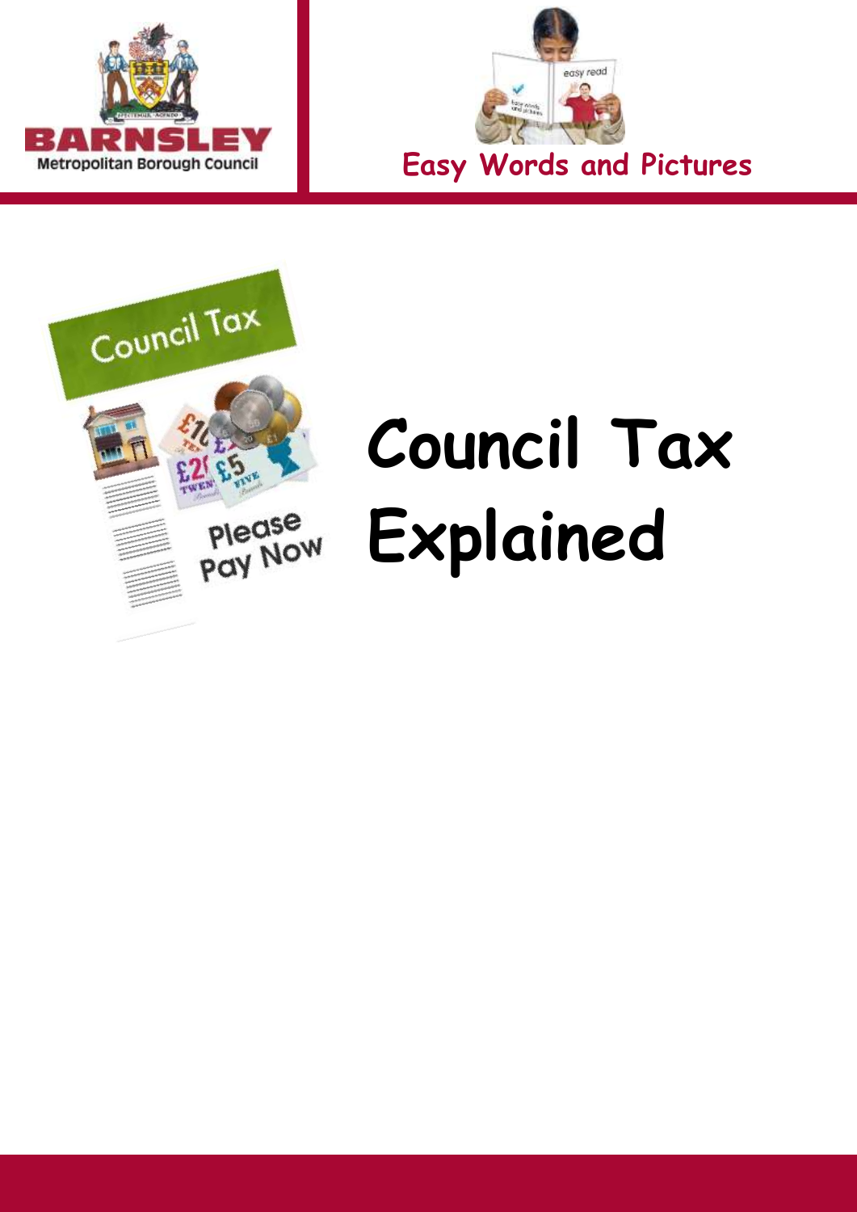Barnsley Metropolitan Borough Council

Easy Words and Pictures

# Council Tax Explained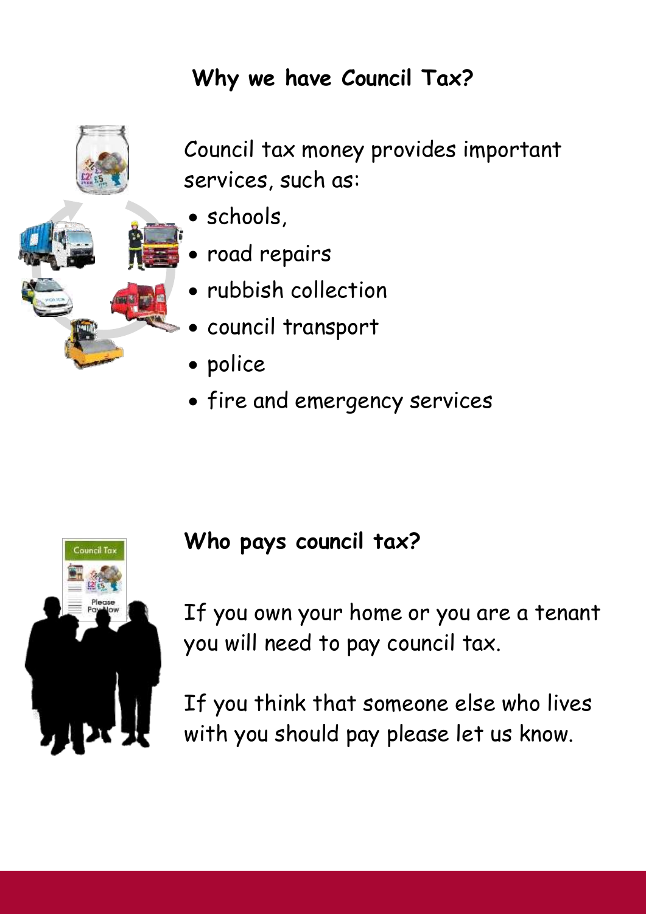## Why we have Council Tax?

Council tax money provides important services, such as:

- schools,
- road repairs
- rubbish collection
- council transport
- police
- fire and emergency services

## Who pays council tax?

If you own your home or you are a tenant you will need to pay council tax.

If you think that someone else who lives with you should pay please let us know.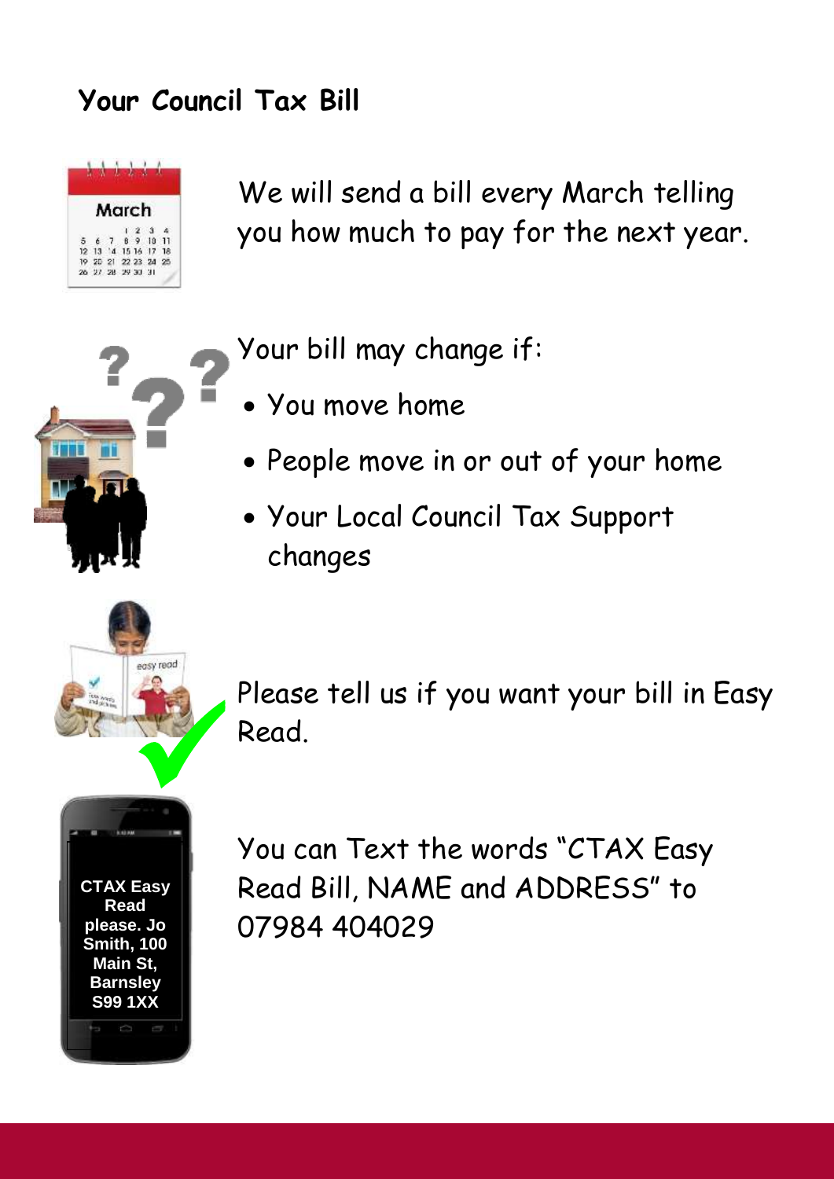# Your Council Tax Bill

We will send a bill every March telling you how much to pay for the next year.

Your bill may change if:

- You move home
- People move in or out of your home
- Your Local Council Tax Support changes

Please tell us if you want your bill in Easy Read.

You can Text the words "CTAX Easy Read Bill, NAME and ADDRESS" to 07984 404029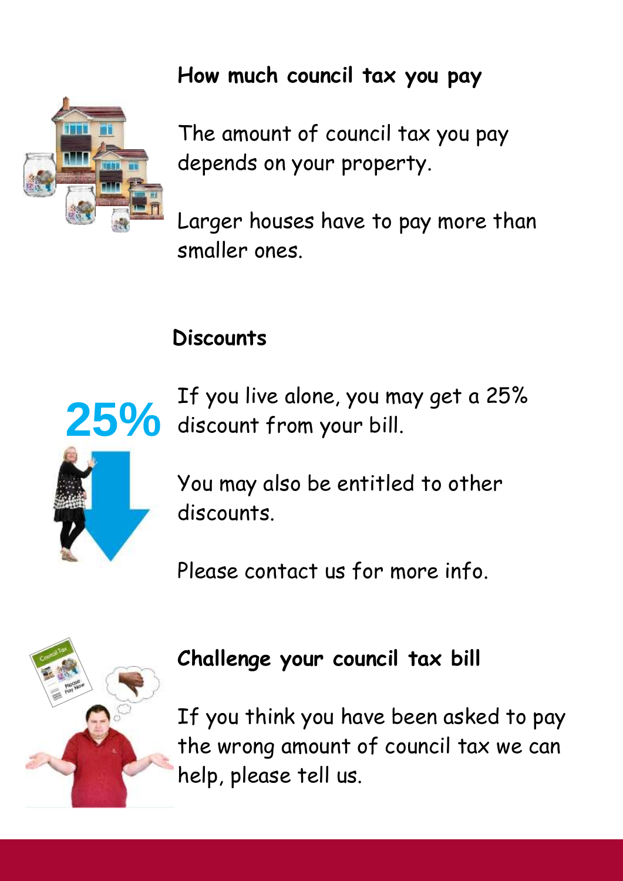## How much council tax you pay

The amount of council tax you pay depends on your property.

Larger houses have to pay more than smaller ones.

## Discounts

25%

If you live alone, you may get a 25% discount from your bill.

You may also be entitled to other discounts.

Please contact us for more info.

## Challenge your council tax bill

If you think you have been asked to pay the wrong amount of council tax we can help, please tell us.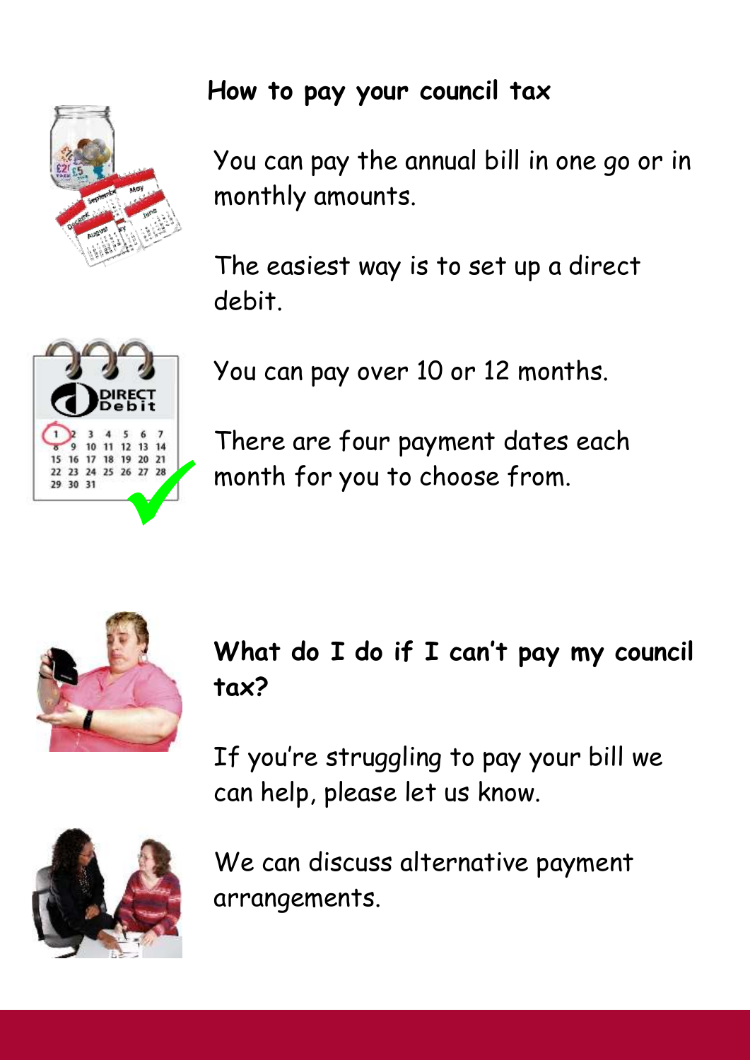## How to pay your council tax

You can pay the annual bill in one go or in monthly amounts.

The easiest way is to set up a direct debit.

You can pay over 10 or 12 months.

There are four payment dates each month for you to choose from.

## What do I do if I can't pay my council tax?

If you're struggling to pay your bill we can help, please let us know.

We can discuss alternative payment arrangements.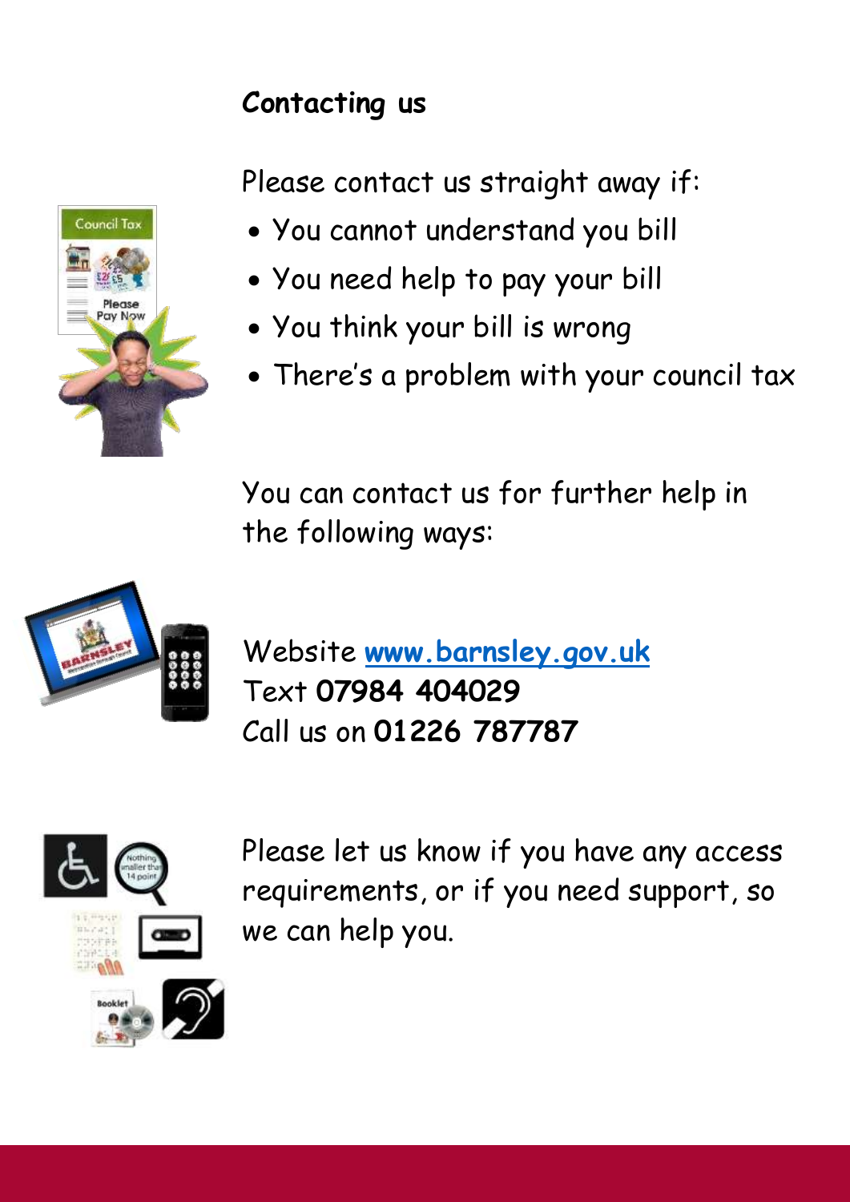## Contacting us

Please contact us straight away if:

- You cannot understand you bill
- You need help to pay your bill
- You think your bill is wrong
- There's a problem with your council tax

You can contact us for further help in the following ways:

Website **[www.barnsley.gov.uk](http://www.barnsley.gov.uk)**
Text **07984 404029**
Call us on **01226 787787**

Please let us know if you have any access requirements, or if you need support, so we can help you.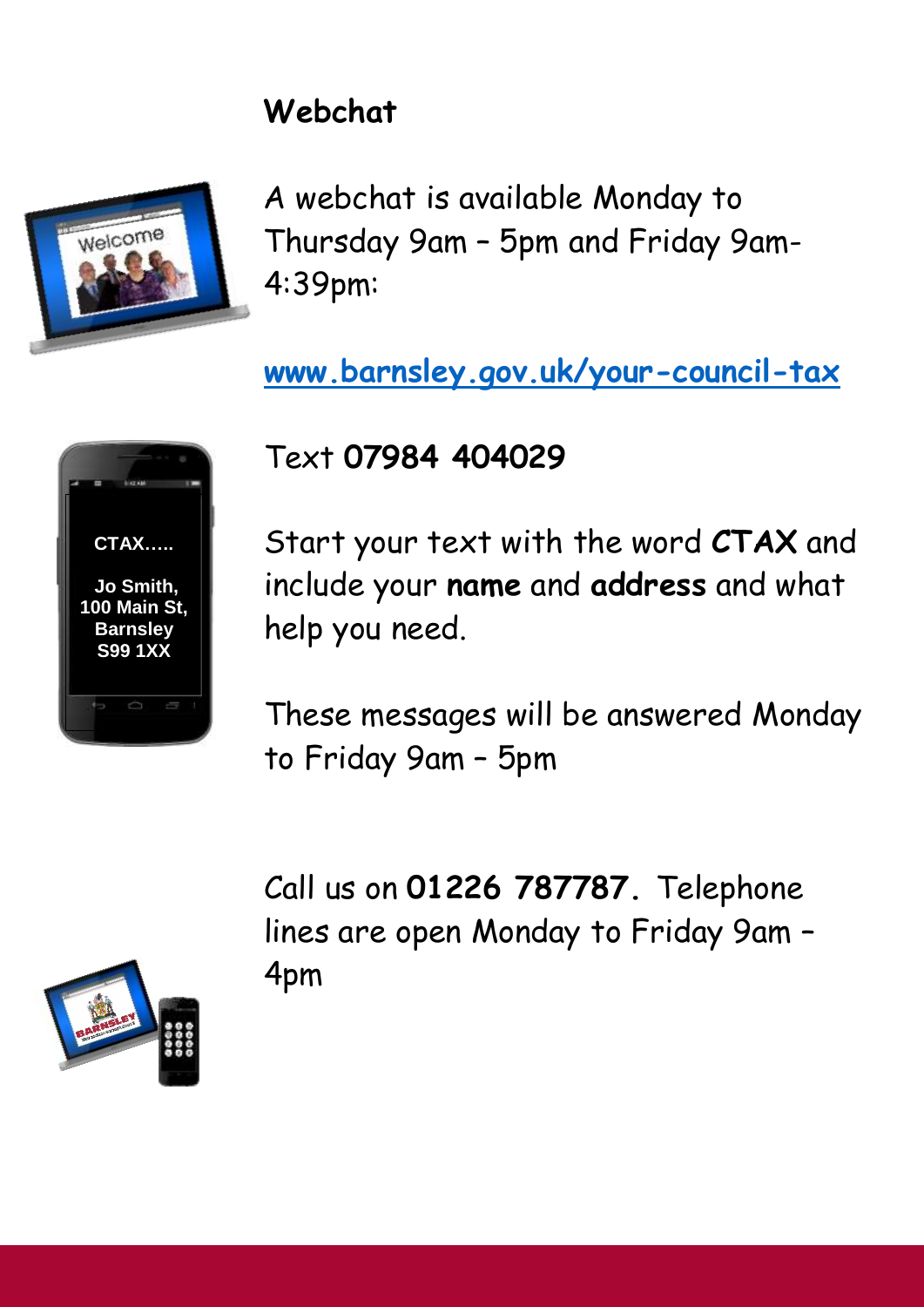## Webchat

A webchat is available Monday to Thursday 9am – 5pm and Friday 9am-4:39pm:

[www.barnsley.gov.uk/your-council-tax](http://www.barnsley.gov.uk/your-council-tax)

Text **07984 404029**

Start your text with the word **CTAX** and include your **name** and **address** and what help you need.

These messages will be answered Monday to Friday 9am – 5pm

Call us on **01226 787787.** Telephone lines are open Monday to Friday 9am – 4pm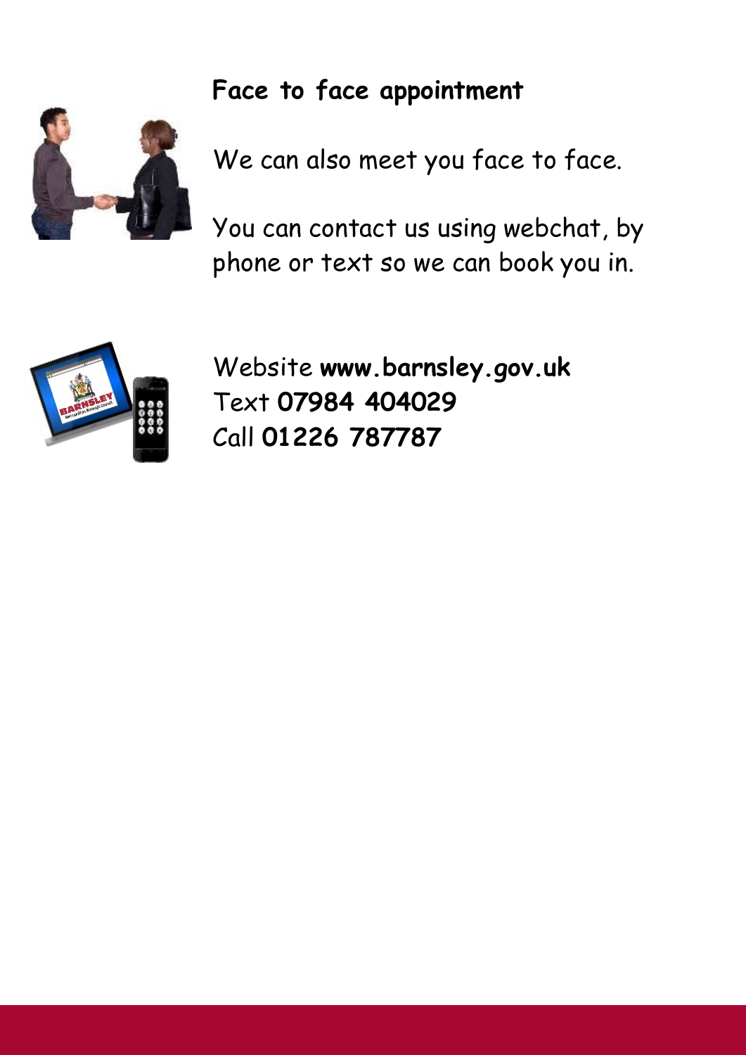## Face to face appointment

We can also meet you face to face.

You can contact us using webchat, by phone or text so we can book you in.

Website **www.barnsley.gov.uk**
Text **07984 404029**
Call **01226 787787**